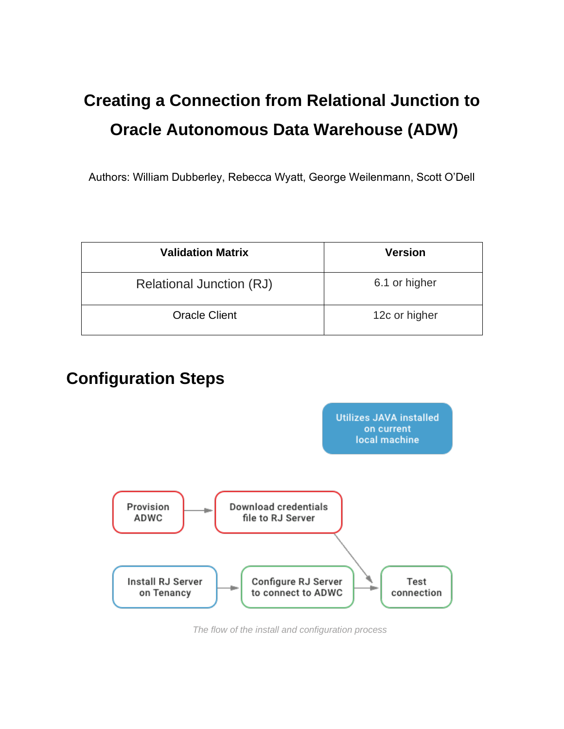# Creating a Connection from Relational Junction to Oracle Autonomous Data Warehouse (ADW)

Authors: William Dubberley, Rebecca Wyatt, George Weilenmann, Scott O'Dell

| Validation Matrix | Version |
| --- | --- |
| Relational Junction (RJ) | 6.1 or higher |
| Oracle Client | 12c or higher |

## Configuration Steps

Utilizes JAVA installed on current local machine

Provision ADWC → Download credentials file to RJ Server → Test connection

Install RJ Server on Tenancy → Configure RJ Server to connect to ADWC → Test connection

*The flow of the install and configuration process*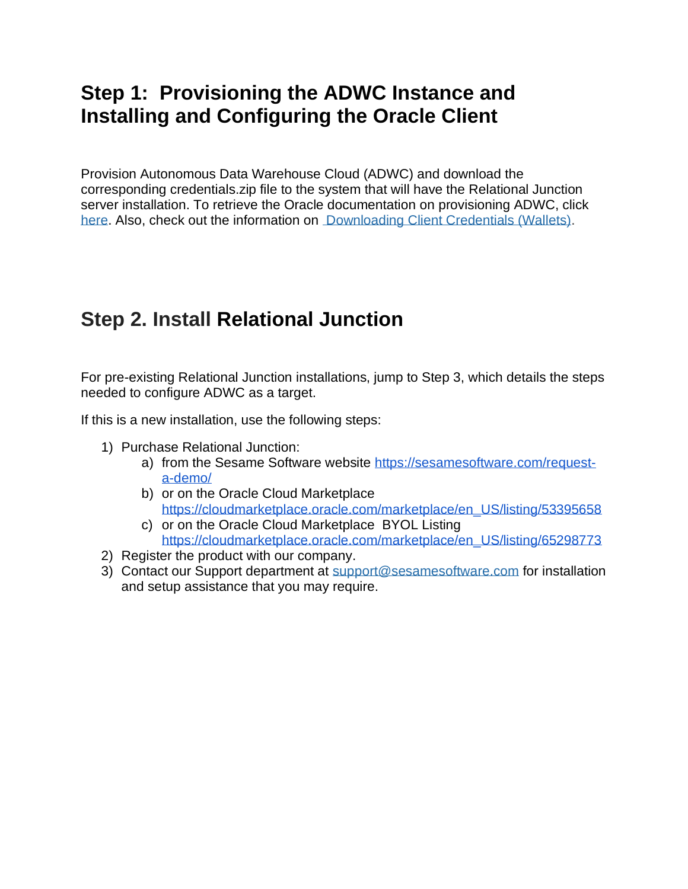## Step 1: Provisioning the ADWC Instance and Installing and Configuring the Oracle Client

Provision Autonomous Data Warehouse Cloud (ADWC) and download the corresponding credentials.zip file to the system that will have the Relational Junction server installation. To retrieve the Oracle documentation on provisioning ADWC, click here. Also, check out the information on Downloading Client Credentials (Wallets).

## Step 2. Install Relational Junction

For pre-existing Relational Junction installations, jump to Step 3, which details the steps needed to configure ADWC as a target.

If this is a new installation, use the following steps:

1) Purchase Relational Junction:
   a) from the Sesame Software website https://sesamesoftware.com/request-a-demo/
   b) or on the Oracle Cloud Marketplace https://cloudmarketplace.oracle.com/marketplace/en_US/listing/53395658
   c) or on the Oracle Cloud Marketplace BYOL Listing https://cloudmarketplace.oracle.com/marketplace/en_US/listing/65298773
2) Register the product with our company.
3) Contact our Support department at support@sesamesoftware.com for installation and setup assistance that you may require.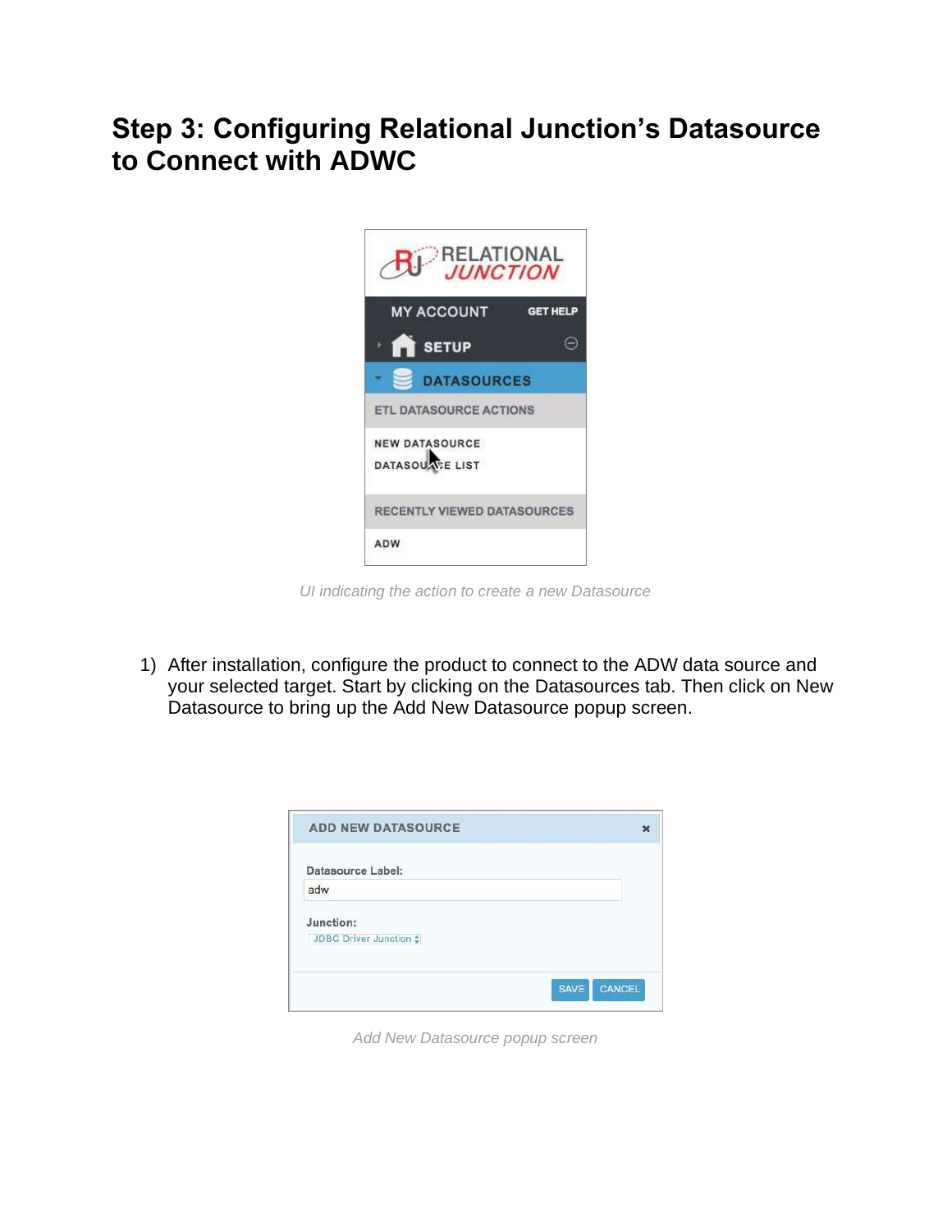# Step 3: Configuring Relational Junction's Datasource to Connect with ADWC

*UI indicating the action to create a new Datasource*

1) After installation, configure the product to connect to the ADW data source and your selected target. Start by clicking on the Datasources tab. Then click on New Datasource to bring up the Add New Datasource popup screen.

*Add New Datasource popup screen*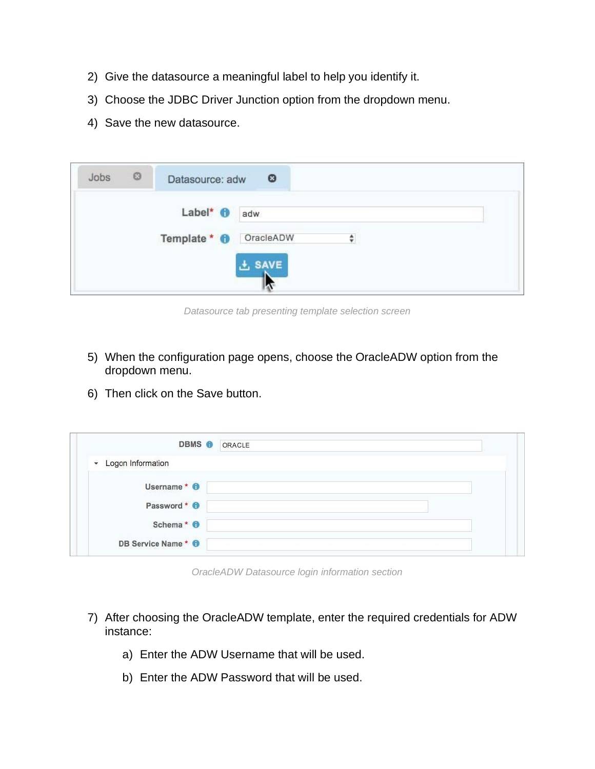2) Give the datasource a meaningful label to help you identify it.
3) Choose the JDBC Driver Junction option from the dropdown menu.
4) Save the new datasource.

*Datasource tab presenting template selection screen*

5) When the configuration page opens, choose the OracleADW option from the dropdown menu.
6) Then click on the Save button.

*OracleADW Datasource login information section*

7) After choosing the OracleADW template, enter the required credentials for ADW instance:
   a) Enter the ADW Username that will be used.
   b) Enter the ADW Password that will be used.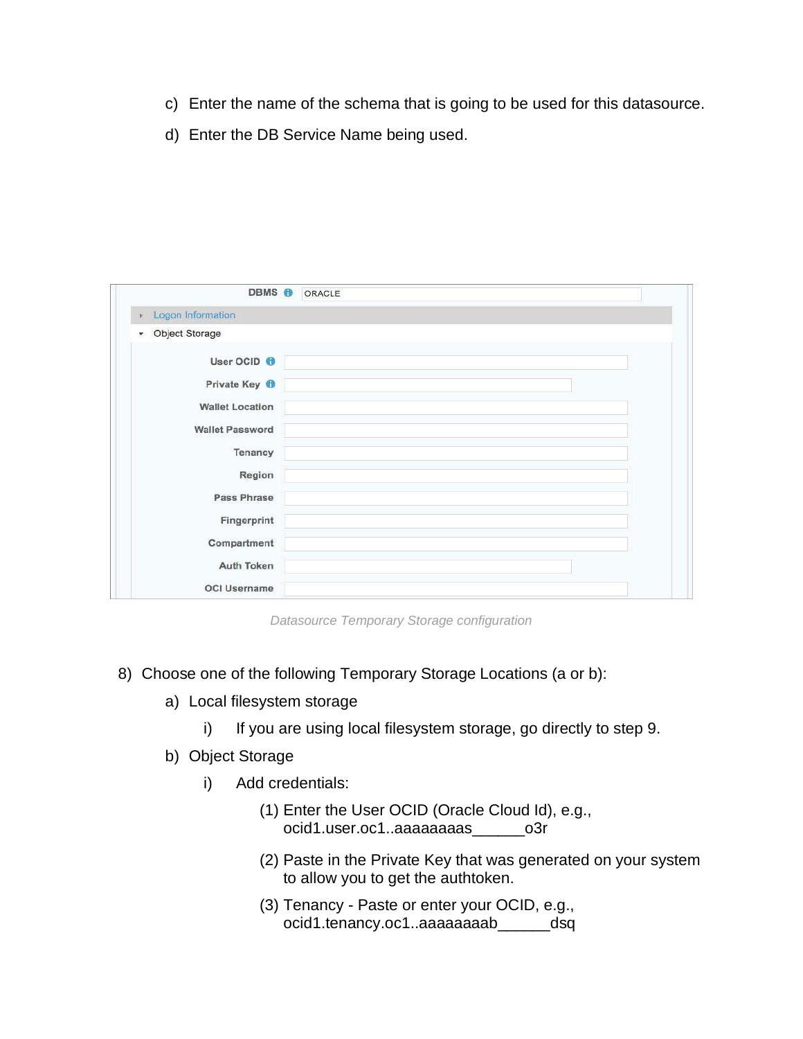c) Enter the name of the schema that is going to be used for this datasource.

d) Enter the DB Service Name being used.

DBMS: ORACLE

Logon Information

Object Storage

User OCID

Private Key

Wallet Location

Wallet Password

Tenancy

Region

Pass Phrase

Fingerprint

Compartment

Auth Token

OCI Username

*Datasource Temporary Storage configuration*

8) Choose one of the following Temporary Storage Locations (a or b):

   a) Local filesystem storage

      i) If you are using local filesystem storage, go directly to step 9.

   b) Object Storage

      i) Add credentials:

         (1) Enter the User OCID (Oracle Cloud Id), e.g., ocid1.user.oc1..aaaaaaaas______o3r

         (2) Paste in the Private Key that was generated on your system to allow you to get the authtoken.

         (3) Tenancy - Paste or enter your OCID, e.g., ocid1.tenancy.oc1..aaaaaaaab______dsq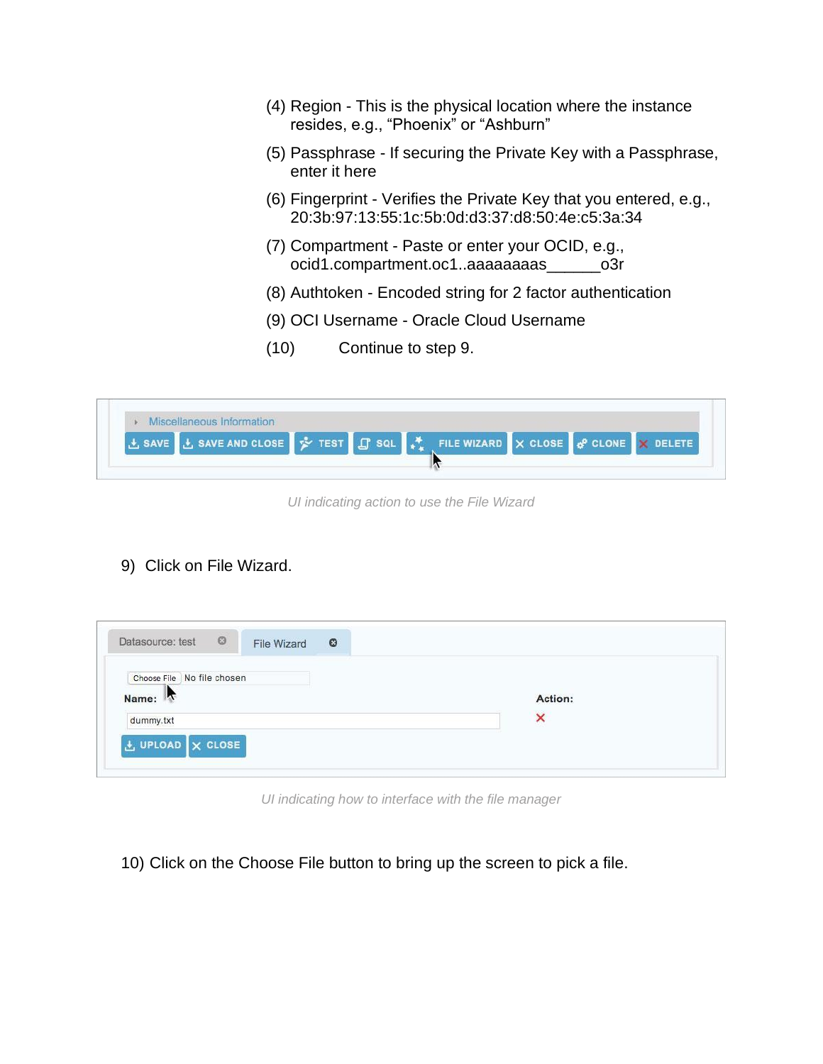(4) Region - This is the physical location where the instance resides, e.g., “Phoenix” or “Ashburn”

(5) Passphrase - If securing the Private Key with a Passphrase, enter it here

(6) Fingerprint - Verifies the Private Key that you entered, e.g., 20:3b:97:13:55:1c:5b:0d:d3:37:d8:50:4e:c5:3a:34

(7) Compartment - Paste or enter your OCID, e.g., ocid1.compartment.oc1..aaaaaaaas______o3r

(8) Authtoken - Encoded string for 2 factor authentication

(9) OCI Username - Oracle Cloud Username

(10) Continue to step 9.

*UI indicating action to use the File Wizard*

9) Click on File Wizard.

*UI indicating how to interface with the file manager*

10) Click on the Choose File button to bring up the screen to pick a file.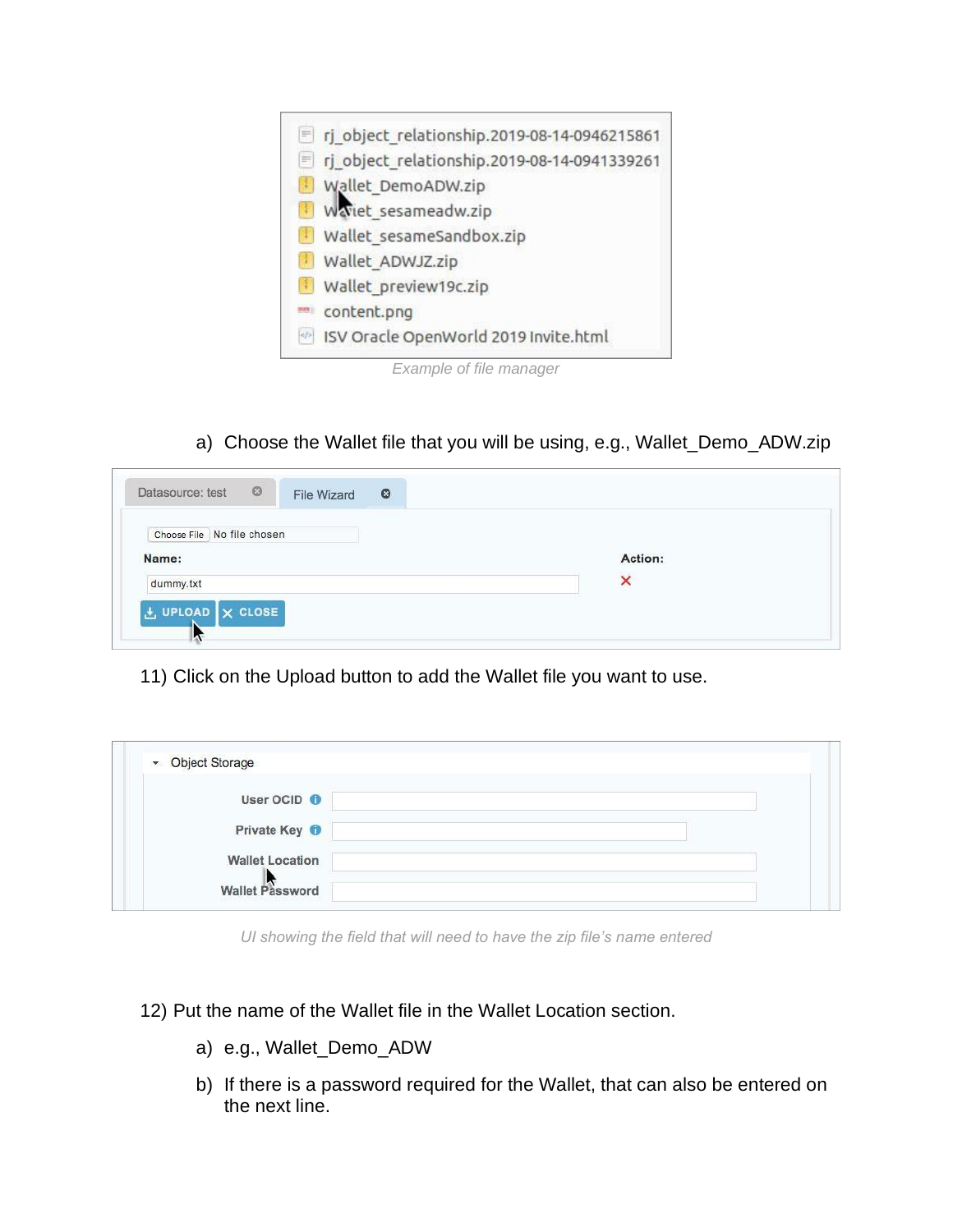*Example of file manager*

a) Choose the Wallet file that you will be using, e.g., Wallet_Demo_ADW.zip

11) Click on the Upload button to add the Wallet file you want to use.

*UI showing the field that will need to have the zip file's name entered*

12) Put the name of the Wallet file in the Wallet Location section.

   a) e.g., Wallet_Demo_ADW

   b) If there is a password required for the Wallet, that can also be entered on the next line.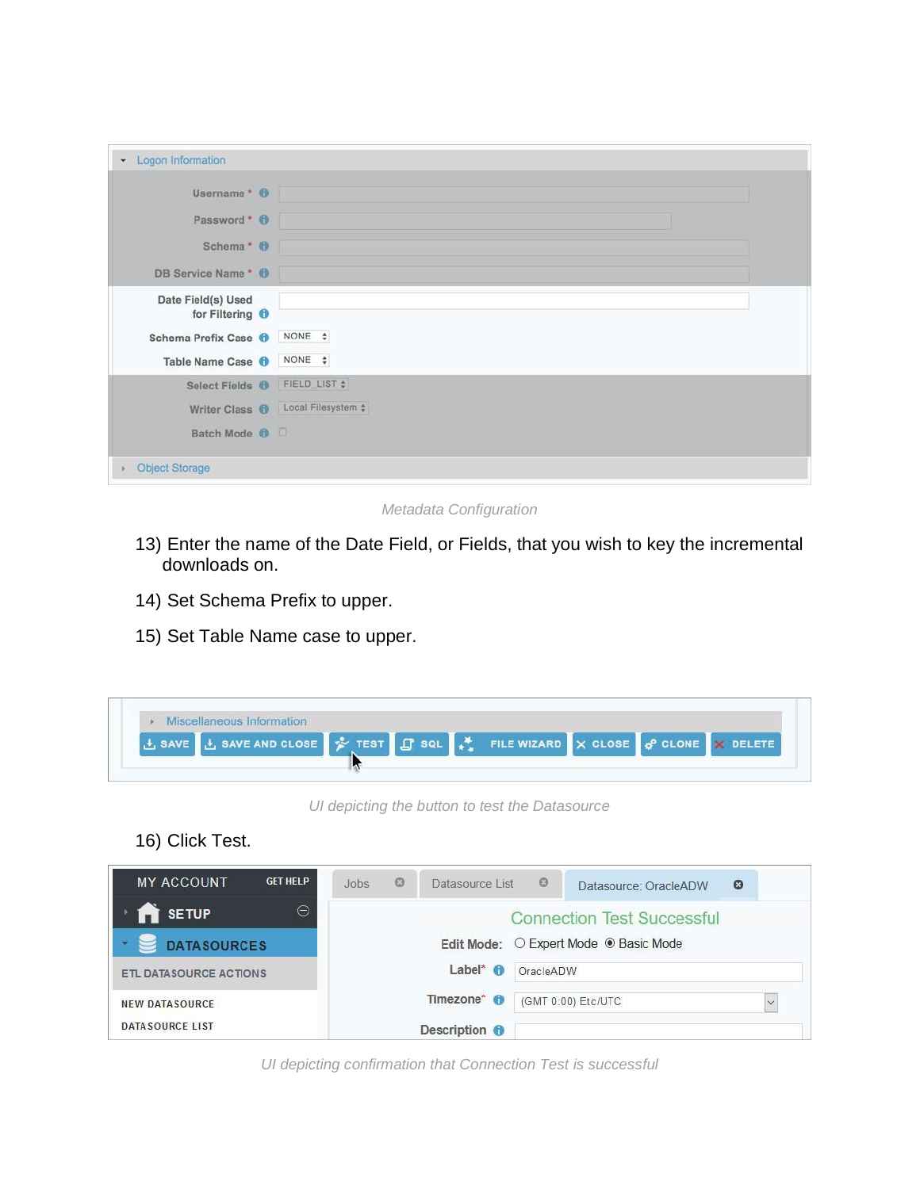Metadata Configuration

13) Enter the name of the Date Field, or Fields, that you wish to key the incremental downloads on.

14) Set Schema Prefix to upper.

15) Set Table Name case to upper.

UI depicting the button to test the Datasource

16) Click Test.

UI depicting confirmation that Connection Test is successful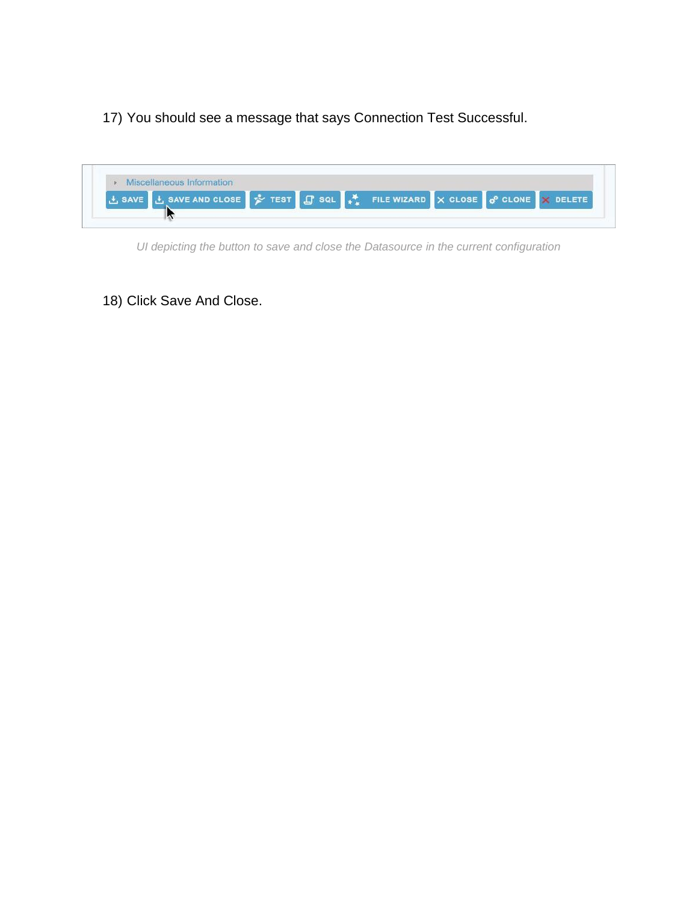17) You should see a message that says Connection Test Successful.

*UI depicting the button to save and close the Datasource in the current configuration*

18) Click Save And Close.